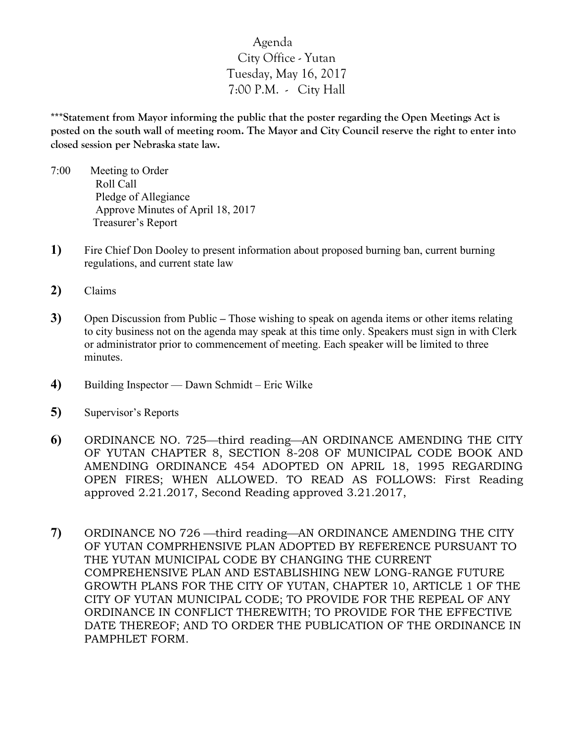# Agenda
## City Office - Yutan
## Tuesday, May 16, 2017
## 7:00 P.M. - City Hall

**\*\*\*Statement from Mayor informing the public that the poster regarding the Open Meetings Act is posted on the south wall of meeting room. The Mayor and City Council reserve the right to enter into closed session per Nebraska state law.**

7:00 Meeting to Order
- Roll Call
- Pledge of Allegiance
- Approve Minutes of April 18, 2017
- Treasurer's Report

**1)** Fire Chief Don Dooley to present information about proposed burning ban, current burning regulations, and current state law

**2)** Claims

**3)** Open Discussion from Public – Those wishing to speak on agenda items or other items relating to city business not on the agenda may speak at this time only. Speakers must sign in with Clerk or administrator prior to commencement of meeting. Each speaker will be limited to three minutes.

**4)** Building Inspector — Dawn Schmidt – Eric Wilke

**5)** Supervisor's Reports

**6)** ORDINANCE NO. 725—third reading—AN ORDINANCE AMENDING THE CITY OF YUTAN CHAPTER 8, SECTION 8-208 OF MUNICIPAL CODE BOOK AND AMENDING ORDINANCE 454 ADOPTED ON APRIL 18, 1995 REGARDING OPEN FIRES; WHEN ALLOWED. TO READ AS FOLLOWS: First Reading approved 2.21.2017, Second Reading approved 3.21.2017,

**7)** ORDINANCE NO 726 —third reading—AN ORDINANCE AMENDING THE CITY OF YUTAN COMPRHENSIVE PLAN ADOPTED BY REFERENCE PURSUANT TO THE YUTAN MUNICIPAL CODE BY CHANGING THE CURRENT COMPREHENSIVE PLAN AND ESTABLISHING NEW LONG-RANGE FUTURE GROWTH PLANS FOR THE CITY OF YUTAN, CHAPTER 10, ARTICLE 1 OF THE CITY OF YUTAN MUNICIPAL CODE; TO PROVIDE FOR THE REPEAL OF ANY ORDINANCE IN CONFLICT THEREWITH; TO PROVIDE FOR THE EFFECTIVE DATE THEREOF; AND TO ORDER THE PUBLICATION OF THE ORDINANCE IN PAMPHLET FORM.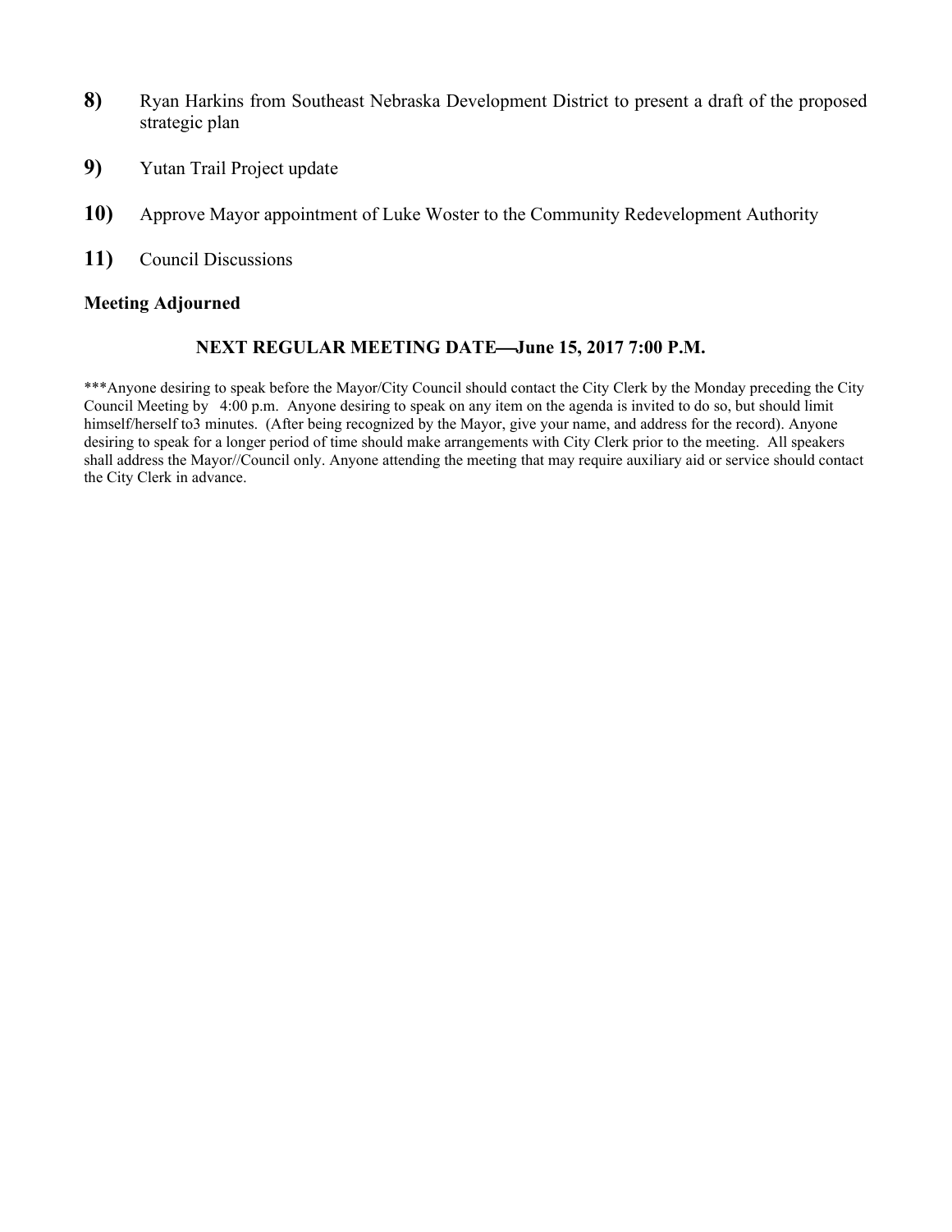**8)** Ryan Harkins from Southeast Nebraska Development District to present a draft of the proposed strategic plan

**9)** Yutan Trail Project update

**10)** Approve Mayor appointment of Luke Woster to the Community Redevelopment Authority

**11)** Council Discussions

**Meeting Adjourned**

**NEXT REGULAR MEETING DATE—June 15, 2017 7:00 P.M.**

***Anyone desiring to speak before the Mayor/City Council should contact the City Clerk by the Monday preceding the City Council Meeting by 4:00 p.m. Anyone desiring to speak on any item on the agenda is invited to do so, but should limit himself/herself to3 minutes. (After being recognized by the Mayor, give your name, and address for the record). Anyone desiring to speak for a longer period of time should make arrangements with City Clerk prior to the meeting. All speakers shall address the Mayor//Council only. Anyone attending the meeting that may require auxiliary aid or service should contact the City Clerk in advance.